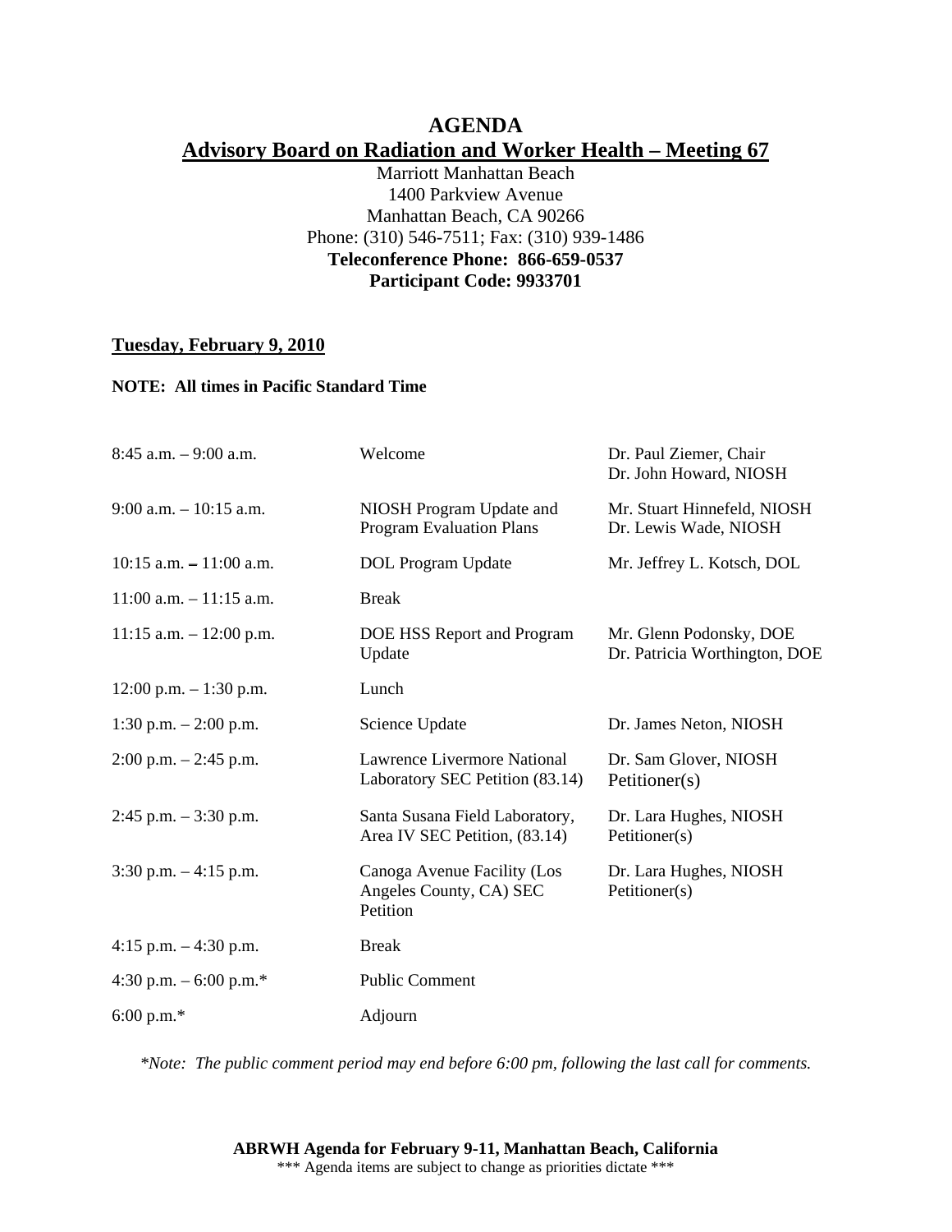# AGENDA

## Advisory Board on Radiation and Worker Health – Meeting 67

Marriott Manhattan Beach
1400 Parkview Avenue
Manhattan Beach, CA 90266
Phone: (310) 546-7511; Fax: (310) 939-1486
**Teleconference Phone: 866-659-0537**
**Participant Code: 9933701**

**Tuesday, February 9, 2010**

**NOTE: All times in Pacific Standard Time**

| Time | Item | Presenter(s) |
|---|---|---|
| 8:45 a.m. – 9:00 a.m. | Welcome | Dr. Paul Ziemer, Chair<br>Dr. John Howard, NIOSH |
| 9:00 a.m. – 10:15 a.m. | NIOSH Program Update and Program Evaluation Plans | Mr. Stuart Hinnefeld, NIOSH<br>Dr. Lewis Wade, NIOSH |
| 10:15 a.m. – 11:00 a.m. | DOL Program Update | Mr. Jeffrey L. Kotsch, DOL |
| 11:00 a.m. – 11:15 a.m. | Break | |
| 11:15 a.m. – 12:00 p.m. | DOE HSS Report and Program Update | Mr. Glenn Podonsky, DOE<br>Dr. Patricia Worthington, DOE |
| 12:00 p.m. – 1:30 p.m. | Lunch | |
| 1:30 p.m. – 2:00 p.m. | Science Update | Dr. James Neton, NIOSH |
| 2:00 p.m. – 2:45 p.m. | Lawrence Livermore National Laboratory SEC Petition (83.14) | Dr. Sam Glover, NIOSH<br>Petitioner(s) |
| 2:45 p.m. – 3:30 p.m. | Santa Susana Field Laboratory, Area IV SEC Petition, (83.14) | Dr. Lara Hughes, NIOSH<br>Petitioner(s) |
| 3:30 p.m. – 4:15 p.m. | Canoga Avenue Facility (Los Angeles County, CA) SEC Petition | Dr. Lara Hughes, NIOSH<br>Petitioner(s) |
| 4:15 p.m. – 4:30 p.m. | Break | |
| 4:30 p.m. – 6:00 p.m.* | Public Comment | |
| 6:00 p.m.* | Adjourn | |

*\*Note: The public comment period may end before 6:00 pm, following the last call for comments.*

**ABRWH Agenda for February 9-11, Manhattan Beach, California**
\*\*\* Agenda items are subject to change as priorities dictate \*\*\*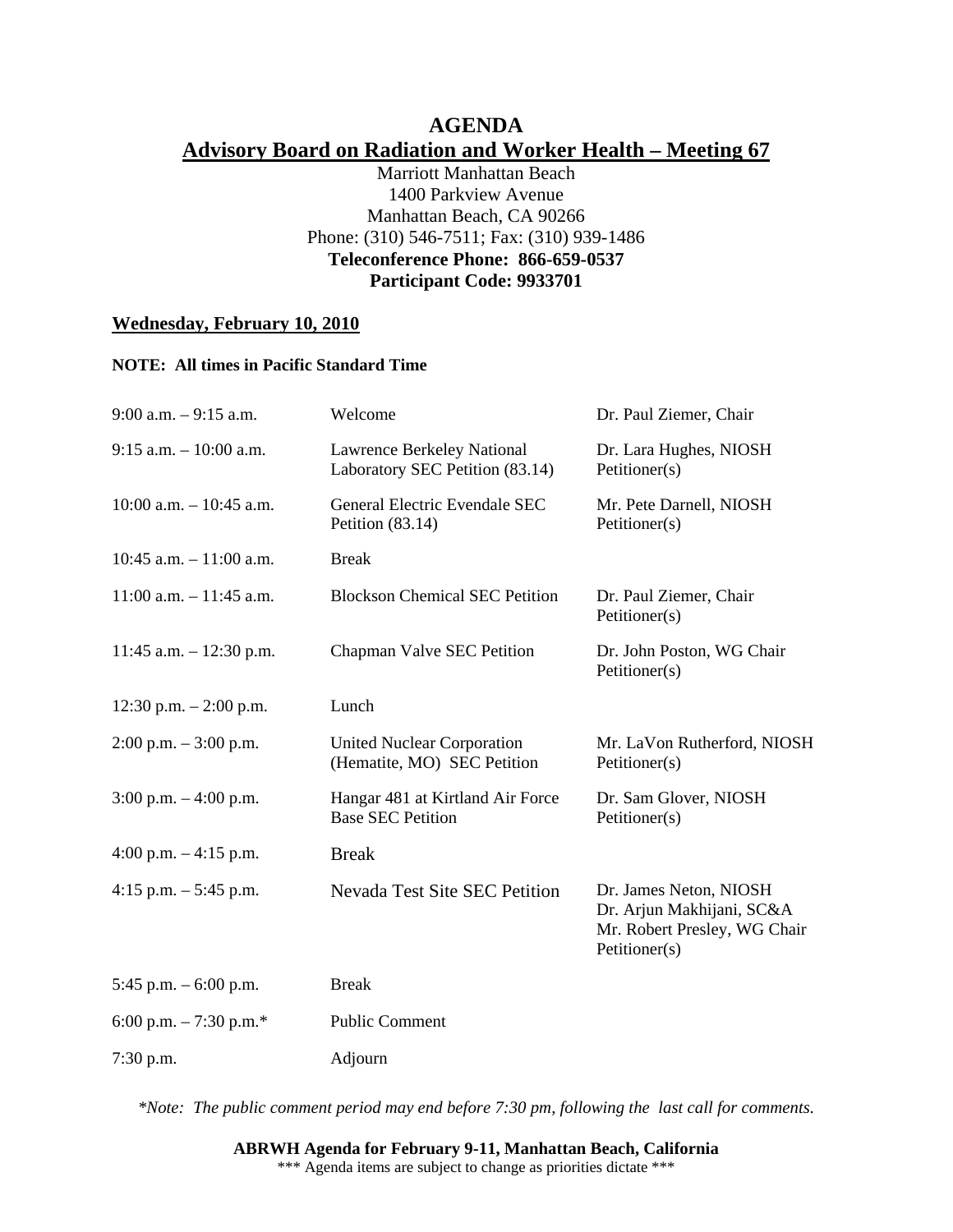# AGENDA

## Advisory Board on Radiation and Worker Health – Meeting 67

Marriott Manhattan Beach
1400 Parkview Avenue
Manhattan Beach, CA 90266
Phone: (310) 546-7511; Fax: (310) 939-1486
**Teleconference Phone: 866-659-0537**
**Participant Code: 9933701**

**Wednesday, February 10, 2010**

**NOTE: All times in Pacific Standard Time**

| Time | Item | Presenter(s) |
|---|---|---|
| 9:00 a.m. – 9:15 a.m. | Welcome | Dr. Paul Ziemer, Chair |
| 9:15 a.m. – 10:00 a.m. | Lawrence Berkeley National Laboratory SEC Petition (83.14) | Dr. Lara Hughes, NIOSH<br>Petitioner(s) |
| 10:00 a.m. – 10:45 a.m. | General Electric Evendale SEC Petition (83.14) | Mr. Pete Darnell, NIOSH<br>Petitioner(s) |
| 10:45 a.m. – 11:00 a.m. | Break | |
| 11:00 a.m. – 11:45 a.m. | Blockson Chemical SEC Petition | Dr. Paul Ziemer, Chair<br>Petitioner(s) |
| 11:45 a.m. – 12:30 p.m. | Chapman Valve SEC Petition | Dr. John Poston, WG Chair<br>Petitioner(s) |
| 12:30 p.m. – 2:00 p.m. | Lunch | |
| 2:00 p.m. – 3:00 p.m. | United Nuclear Corporation (Hematite, MO) SEC Petition | Mr. LaVon Rutherford, NIOSH<br>Petitioner(s) |
| 3:00 p.m. – 4:00 p.m. | Hangar 481 at Kirtland Air Force Base SEC Petition | Dr. Sam Glover, NIOSH<br>Petitioner(s) |
| 4:00 p.m. – 4:15 p.m. | Break | |
| 4:15 p.m. – 5:45 p.m. | Nevada Test Site SEC Petition | Dr. James Neton, NIOSH<br>Dr. Arjun Makhijani, SC&A<br>Mr. Robert Presley, WG Chair<br>Petitioner(s) |
| 5:45 p.m. – 6:00 p.m. | Break | |
| 6:00 p.m. – 7:30 p.m.* | Public Comment | |
| 7:30 p.m. | Adjourn | |

*\*Note: The public comment period may end before 7:30 pm, following the last call for comments.*

**ABRWH Agenda for February 9-11, Manhattan Beach, California**
\*\*\* Agenda items are subject to change as priorities dictate \*\*\*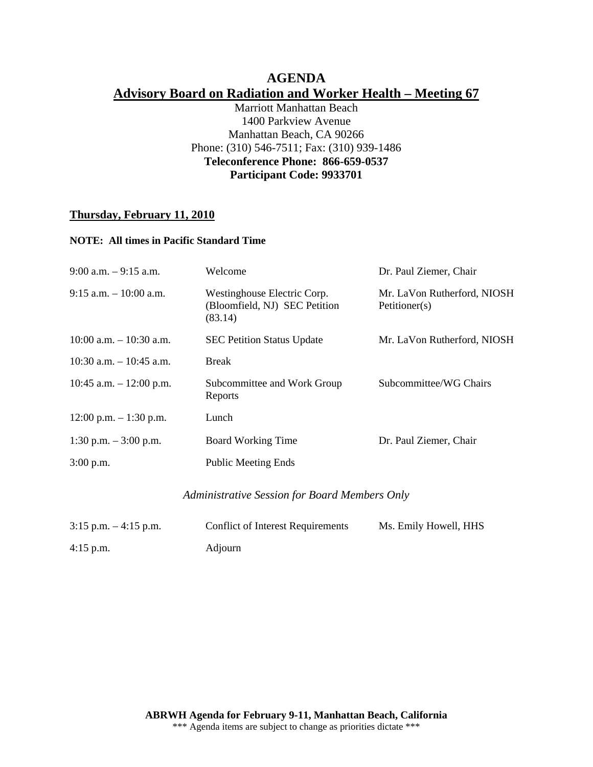# AGENDA

## Advisory Board on Radiation and Worker Health – Meeting 67

Marriott Manhattan Beach
1400 Parkview Avenue
Manhattan Beach, CA 90266
Phone: (310) 546-7511; Fax: (310) 939-1486
**Teleconference Phone: 866-659-0537**
**Participant Code: 9933701**

**Thursday, February 11, 2010**

**NOTE: All times in Pacific Standard Time**

| | | |
|---|---|---|
| 9:00 a.m. – 9:15 a.m. | Welcome | Dr. Paul Ziemer, Chair |
| 9:15 a.m. – 10:00 a.m. | Westinghouse Electric Corp. (Bloomfield, NJ) SEC Petition (83.14) | Mr. LaVon Rutherford, NIOSH Petitioner(s) |
| 10:00 a.m. – 10:30 a.m. | SEC Petition Status Update | Mr. LaVon Rutherford, NIOSH |
| 10:30 a.m. – 10:45 a.m. | Break | |
| 10:45 a.m. – 12:00 p.m. | Subcommittee and Work Group Reports | Subcommittee/WG Chairs |
| 12:00 p.m. – 1:30 p.m. | Lunch | |
| 1:30 p.m. – 3:00 p.m. | Board Working Time | Dr. Paul Ziemer, Chair |
| 3:00 p.m. | Public Meeting Ends | |

*Administrative Session for Board Members Only*

| | | |
|---|---|---|
| 3:15 p.m. – 4:15 p.m. | Conflict of Interest Requirements | Ms. Emily Howell, HHS |
| 4:15 p.m. | Adjourn | |

**ABRWH Agenda for February 9-11, Manhattan Beach, California**
*** Agenda items are subject to change as priorities dictate ***